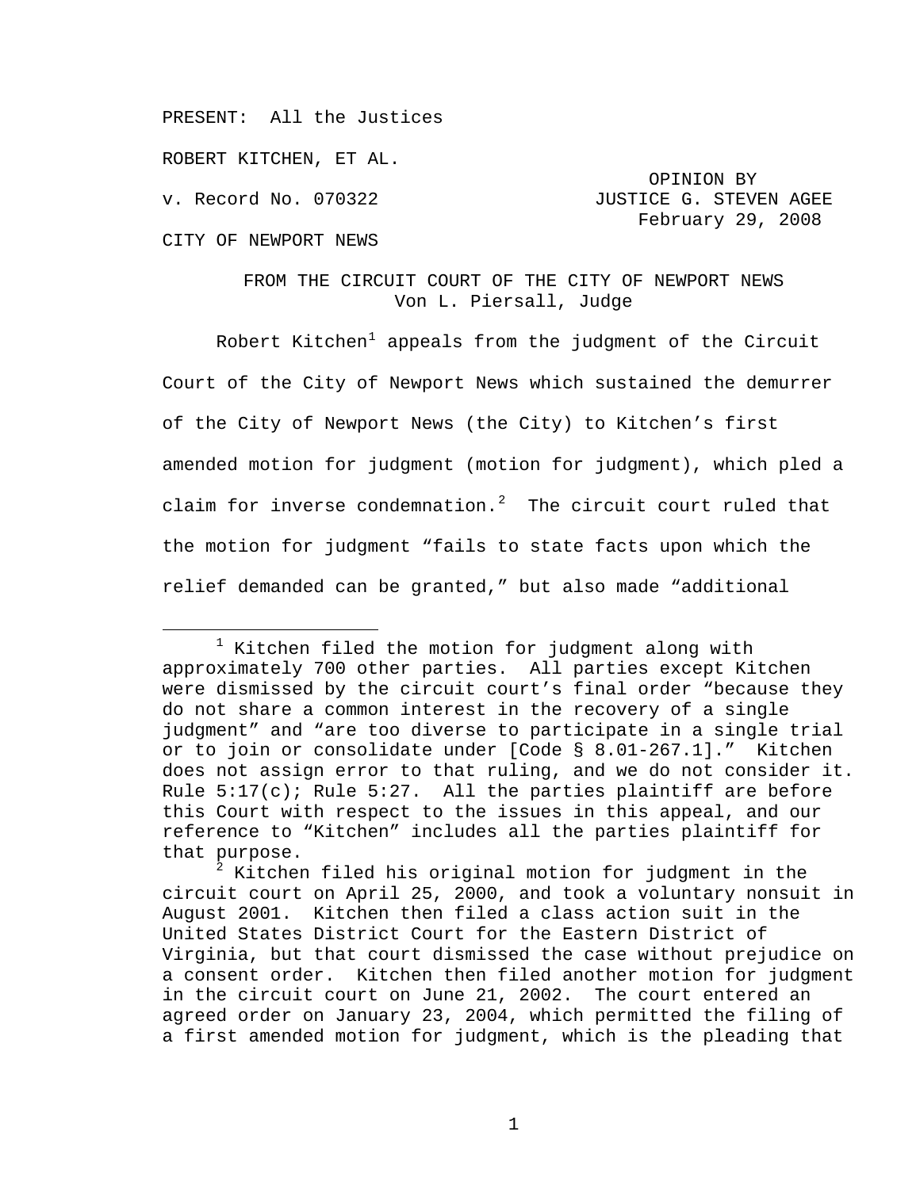PRESENT: All the Justices

ROBERT KITCHEN, ET AL.

v. Record No. 070322

OPINION BY
JUSTICE G. STEVEN AGEE
February 29, 2008

CITY OF NEWPORT NEWS

FROM THE CIRCUIT COURT OF THE CITY OF NEWPORT NEWS
Von L. Piersall, Judge

Robert Kitchen[1] appeals from the judgment of the Circuit Court of the City of Newport News which sustained the demurrer of the City of Newport News (the City) to Kitchen's first amended motion for judgment (motion for judgment), which pled a claim for inverse condemnation.[2] The circuit court ruled that the motion for judgment "fails to state facts upon which the relief demanded can be granted," but also made "additional

---

[1] Kitchen filed the motion for judgment along with approximately 700 other parties. All parties except Kitchen were dismissed by the circuit court's final order "because they do not share a common interest in the recovery of a single judgment" and "are too diverse to participate in a single trial or to join or consolidate under [Code § 8.01-267.1]." Kitchen does not assign error to that ruling, and we do not consider it. Rule 5:17(c); Rule 5:27. All the parties plaintiff are before this Court with respect to the issues in this appeal, and our reference to "Kitchen" includes all the parties plaintiff for that purpose.

[2] Kitchen filed his original motion for judgment in the circuit court on April 25, 2000, and took a voluntary nonsuit in August 2001. Kitchen then filed a class action suit in the United States District Court for the Eastern District of Virginia, but that court dismissed the case without prejudice on a consent order. Kitchen then filed another motion for judgment in the circuit court on June 21, 2002. The court entered an agreed order on January 23, 2004, which permitted the filing of a first amended motion for judgment, which is the pleading that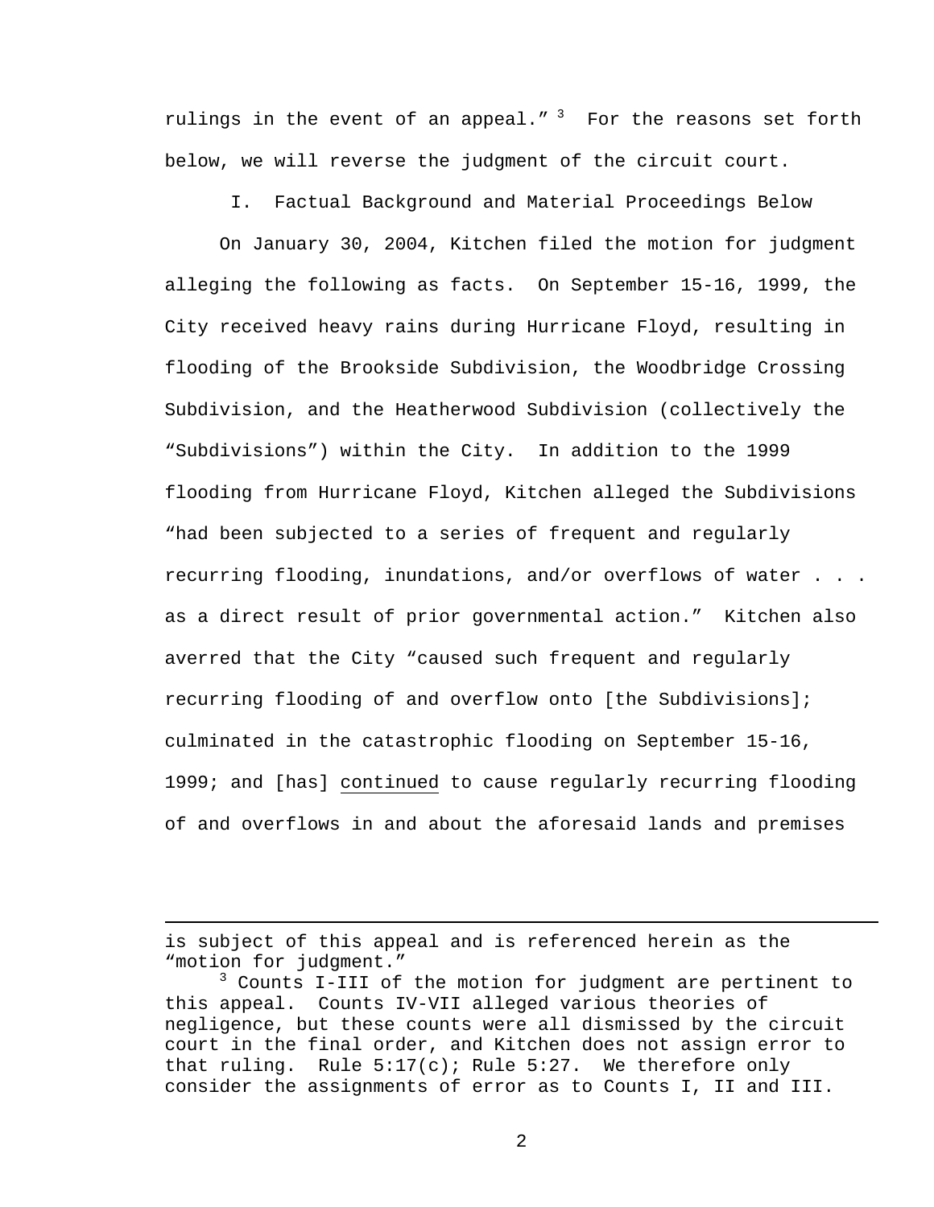rulings in the event of an appeal." [3] For the reasons set forth below, we will reverse the judgment of the circuit court.

## I. Factual Background and Material Proceedings Below

On January 30, 2004, Kitchen filed the motion for judgment alleging the following as facts. On September 15-16, 1999, the City received heavy rains during Hurricane Floyd, resulting in flooding of the Brookside Subdivision, the Woodbridge Crossing Subdivision, and the Heatherwood Subdivision (collectively the "Subdivisions") within the City. In addition to the 1999 flooding from Hurricane Floyd, Kitchen alleged the Subdivisions "had been subjected to a series of frequent and regularly recurring flooding, inundations, and/or overflows of water . . . as a direct result of prior governmental action." Kitchen also averred that the City "caused such frequent and regularly recurring flooding of and overflow onto [the Subdivisions]; culminated in the catastrophic flooding on September 15-16, 1999; and [has] continued to cause regularly recurring flooding of and overflows in and about the aforesaid lands and premises

---

is subject of this appeal and is referenced herein as the "motion for judgment."

[3] Counts I-III of the motion for judgment are pertinent to this appeal. Counts IV-VII alleged various theories of negligence, but these counts were all dismissed by the circuit court in the final order, and Kitchen does not assign error to that ruling. Rule 5:17(c); Rule 5:27. We therefore only consider the assignments of error as to Counts I, II and III.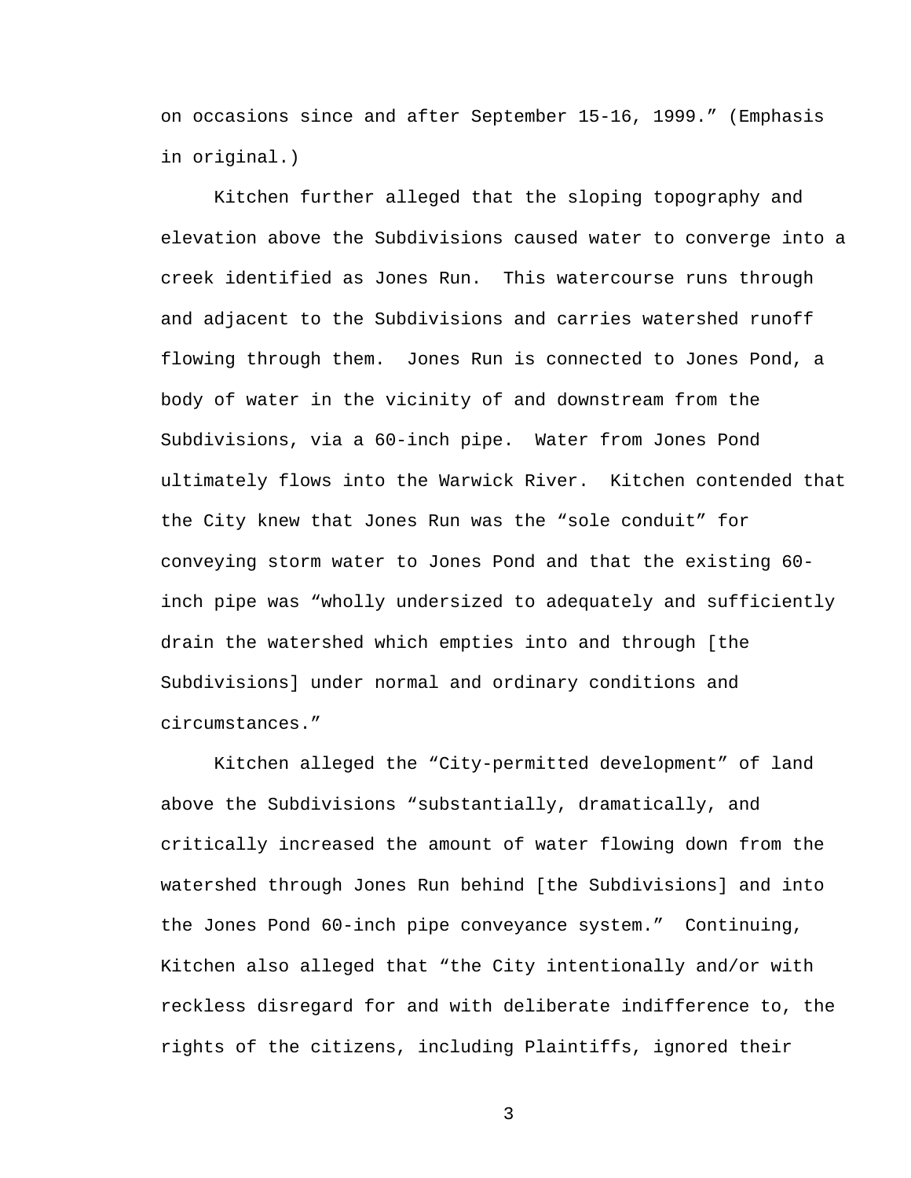on occasions since and after September 15-16, 1999." (Emphasis in original.)

Kitchen further alleged that the sloping topography and elevation above the Subdivisions caused water to converge into a creek identified as Jones Run. This watercourse runs through and adjacent to the Subdivisions and carries watershed runoff flowing through them. Jones Run is connected to Jones Pond, a body of water in the vicinity of and downstream from the Subdivisions, via a 60-inch pipe. Water from Jones Pond ultimately flows into the Warwick River. Kitchen contended that the City knew that Jones Run was the "sole conduit" for conveying storm water to Jones Pond and that the existing 60-inch pipe was "wholly undersized to adequately and sufficiently drain the watershed which empties into and through [the Subdivisions] under normal and ordinary conditions and circumstances."

Kitchen alleged the "City-permitted development" of land above the Subdivisions "substantially, dramatically, and critically increased the amount of water flowing down from the watershed through Jones Run behind [the Subdivisions] and into the Jones Pond 60-inch pipe conveyance system." Continuing, Kitchen also alleged that "the City intentionally and/or with reckless disregard for and with deliberate indifference to, the rights of the citizens, including Plaintiffs, ignored their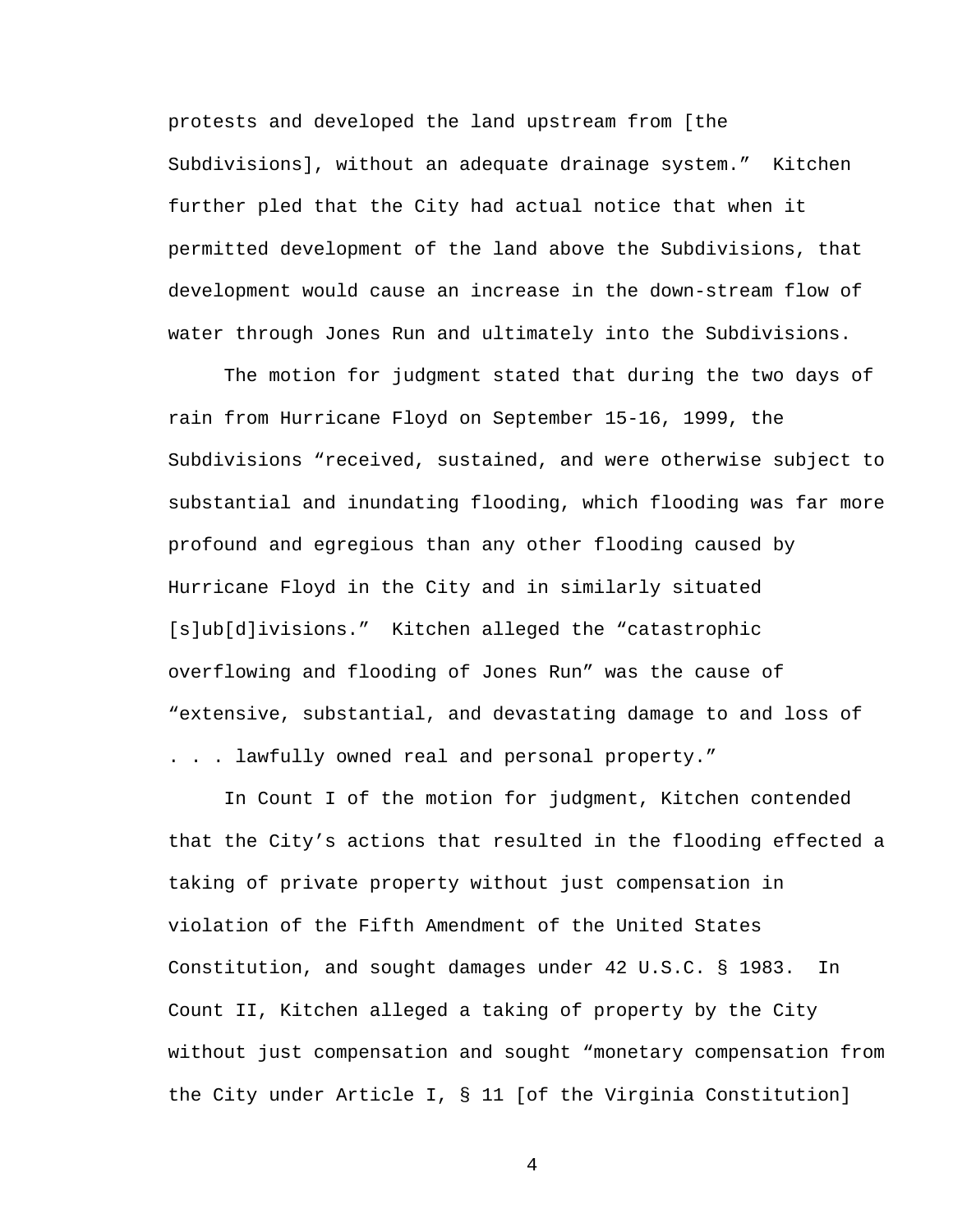protests and developed the land upstream from [the Subdivisions], without an adequate drainage system." Kitchen further pled that the City had actual notice that when it permitted development of the land above the Subdivisions, that development would cause an increase in the down-stream flow of water through Jones Run and ultimately into the Subdivisions.

The motion for judgment stated that during the two days of rain from Hurricane Floyd on September 15-16, 1999, the Subdivisions "received, sustained, and were otherwise subject to substantial and inundating flooding, which flooding was far more profound and egregious than any other flooding caused by Hurricane Floyd in the City and in similarly situated [s]ub[d]ivisions." Kitchen alleged the "catastrophic overflowing and flooding of Jones Run" was the cause of "extensive, substantial, and devastating damage to and loss of . . . lawfully owned real and personal property."

In Count I of the motion for judgment, Kitchen contended that the City's actions that resulted in the flooding effected a taking of private property without just compensation in violation of the Fifth Amendment of the United States Constitution, and sought damages under 42 U.S.C. § 1983. In Count II, Kitchen alleged a taking of property by the City without just compensation and sought "monetary compensation from the City under Article I, § 11 [of the Virginia Constitution]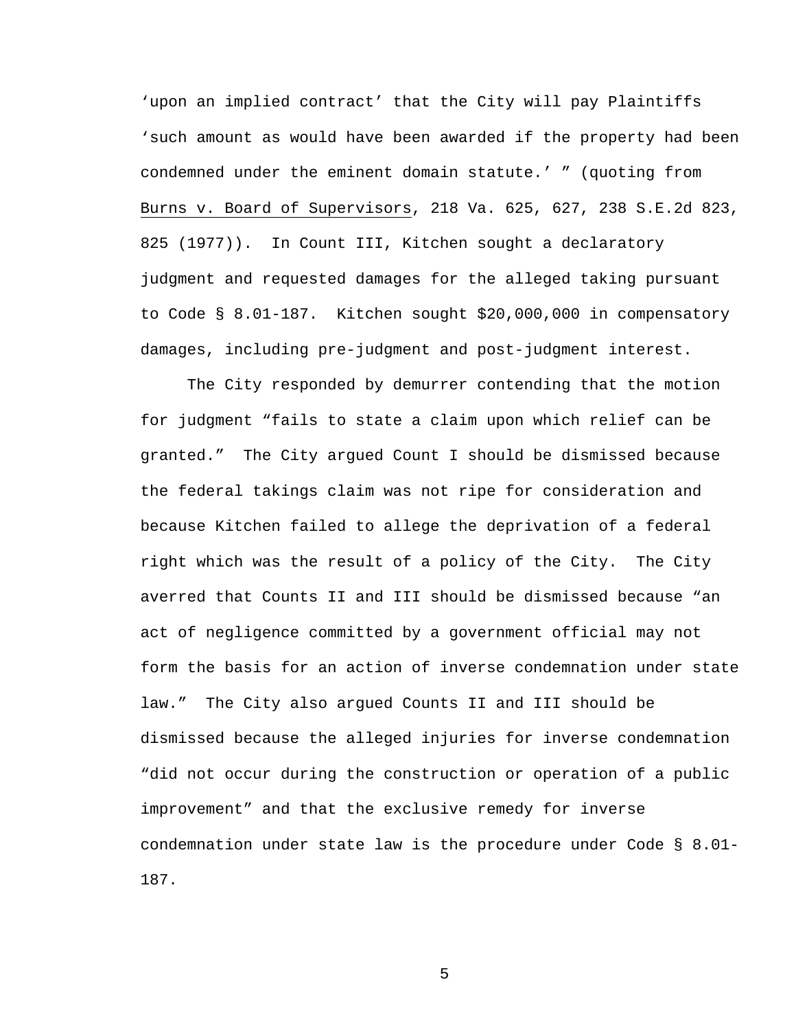‘upon an implied contract’ that the City will pay Plaintiffs ‘such amount as would have been awarded if the property had been condemned under the eminent domain statute.’ ” (quoting from Burns v. Board of Supervisors, 218 Va. 625, 627, 238 S.E.2d 823, 825 (1977)). In Count III, Kitchen sought a declaratory judgment and requested damages for the alleged taking pursuant to Code § 8.01-187. Kitchen sought $20,000,000 in compensatory damages, including pre-judgment and post-judgment interest.

The City responded by demurrer contending that the motion for judgment “fails to state a claim upon which relief can be granted.” The City argued Count I should be dismissed because the federal takings claim was not ripe for consideration and because Kitchen failed to allege the deprivation of a federal right which was the result of a policy of the City. The City averred that Counts II and III should be dismissed because “an act of negligence committed by a government official may not form the basis for an action of inverse condemnation under state law.” The City also argued Counts II and III should be dismissed because the alleged injuries for inverse condemnation “did not occur during the construction or operation of a public improvement” and that the exclusive remedy for inverse condemnation under state law is the procedure under Code § 8.01-187.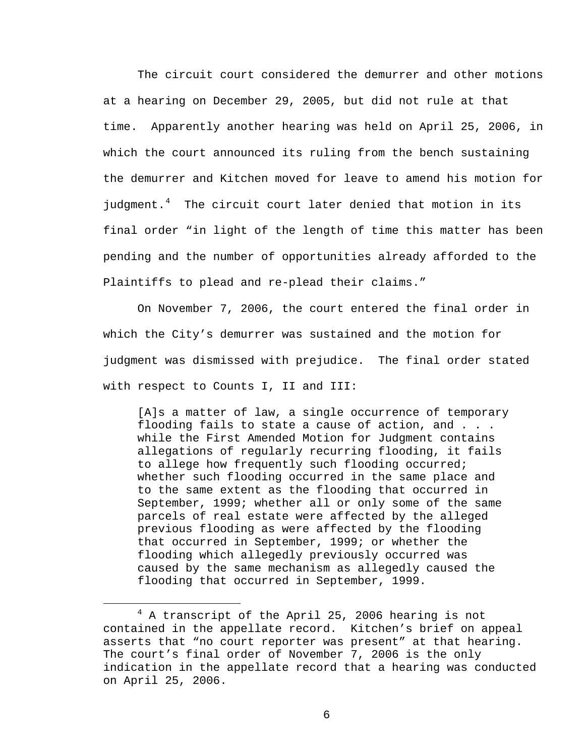The circuit court considered the demurrer and other motions at a hearing on December 29, 2005, but did not rule at that time. Apparently another hearing was held on April 25, 2006, in which the court announced its ruling from the bench sustaining the demurrer and Kitchen moved for leave to amend his motion for judgment.[4] The circuit court later denied that motion in its final order "in light of the length of time this matter has been pending and the number of opportunities already afforded to the Plaintiffs to plead and re-plead their claims."

On November 7, 2006, the court entered the final order in which the City's demurrer was sustained and the motion for judgment was dismissed with prejudice. The final order stated with respect to Counts I, II and III:

> [A]s a matter of law, a single occurrence of temporary flooding fails to state a cause of action, and . . . while the First Amended Motion for Judgment contains allegations of regularly recurring flooding, it fails to allege how frequently such flooding occurred; whether such flooding occurred in the same place and to the same extent as the flooding that occurred in September, 1999; whether all or only some of the same parcels of real estate were affected by the alleged previous flooding as were affected by the flooding that occurred in September, 1999; or whether the flooding which allegedly previously occurred was caused by the same mechanism as allegedly caused the flooding that occurred in September, 1999.

---

[4] A transcript of the April 25, 2006 hearing is not contained in the appellate record. Kitchen's brief on appeal asserts that "no court reporter was present" at that hearing. The court's final order of November 7, 2006 is the only indication in the appellate record that a hearing was conducted on April 25, 2006.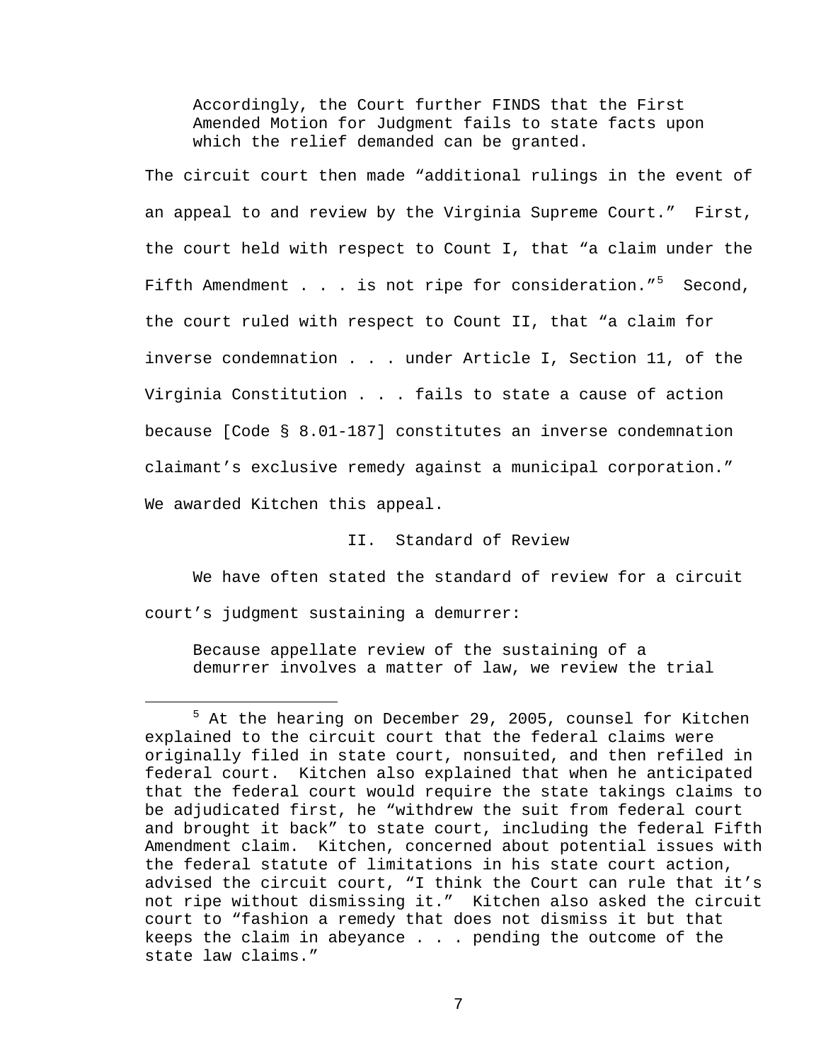> Accordingly, the Court further FINDS that the First Amended Motion for Judgment fails to state facts upon which the relief demanded can be granted.

The circuit court then made "additional rulings in the event of an appeal to and review by the Virginia Supreme Court." First, the court held with respect to Count I, that "a claim under the Fifth Amendment . . . is not ripe for consideration."[5] Second, the court ruled with respect to Count II, that "a claim for inverse condemnation . . . under Article I, Section 11, of the Virginia Constitution . . . fails to state a cause of action because [Code § 8.01-187] constitutes an inverse condemnation claimant's exclusive remedy against a municipal corporation." We awarded Kitchen this appeal.

## II. Standard of Review

We have often stated the standard of review for a circuit court's judgment sustaining a demurrer:

> Because appellate review of the sustaining of a demurrer involves a matter of law, we review the trial

[5] At the hearing on December 29, 2005, counsel for Kitchen explained to the circuit court that the federal claims were originally filed in state court, nonsuited, and then refiled in federal court. Kitchen also explained that when he anticipated that the federal court would require the state takings claims to be adjudicated first, he "withdrew the suit from federal court and brought it back" to state court, including the federal Fifth Amendment claim. Kitchen, concerned about potential issues with the federal statute of limitations in his state court action, advised the circuit court, "I think the Court can rule that it's not ripe without dismissing it." Kitchen also asked the circuit court to "fashion a remedy that does not dismiss it but that keeps the claim in abeyance . . . pending the outcome of the state law claims."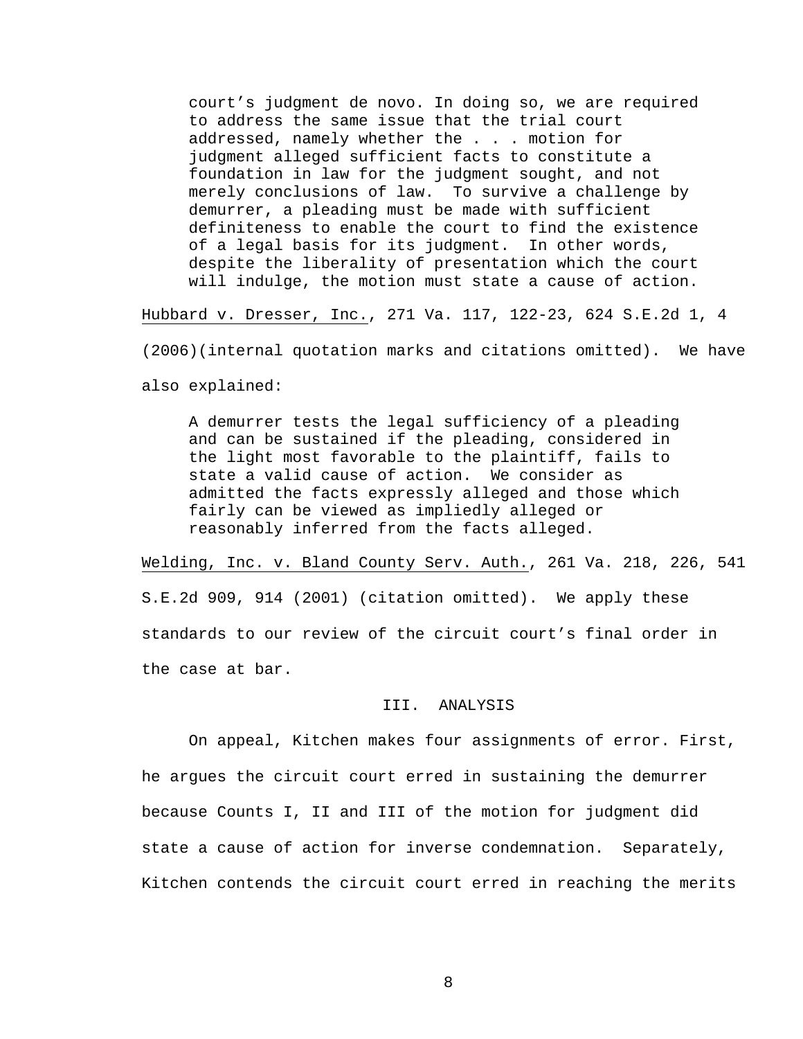> court's judgment de novo. In doing so, we are required to address the same issue that the trial court addressed, namely whether the . . . motion for judgment alleged sufficient facts to constitute a foundation in law for the judgment sought, and not merely conclusions of law. To survive a challenge by demurrer, a pleading must be made with sufficient definiteness to enable the court to find the existence of a legal basis for its judgment. In other words, despite the liberality of presentation which the court will indulge, the motion must state a cause of action.

Hubbard v. Dresser, Inc., 271 Va. 117, 122-23, 624 S.E.2d 1, 4 (2006)(internal quotation marks and citations omitted). We have also explained:

> A demurrer tests the legal sufficiency of a pleading and can be sustained if the pleading, considered in the light most favorable to the plaintiff, fails to state a valid cause of action. We consider as admitted the facts expressly alleged and those which fairly can be viewed as impliedly alleged or reasonably inferred from the facts alleged.

Welding, Inc. v. Bland County Serv. Auth., 261 Va. 218, 226, 541 S.E.2d 909, 914 (2001) (citation omitted). We apply these standards to our review of the circuit court's final order in the case at bar.

## III. ANALYSIS

On appeal, Kitchen makes four assignments of error. First, he argues the circuit court erred in sustaining the demurrer because Counts I, II and III of the motion for judgment did state a cause of action for inverse condemnation. Separately, Kitchen contends the circuit court erred in reaching the merits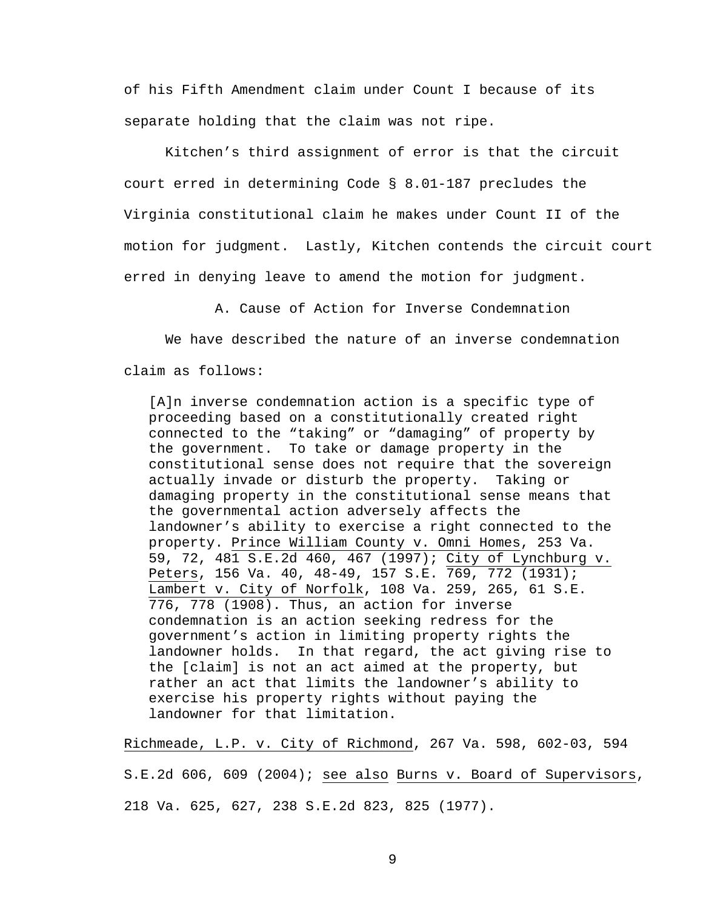of his Fifth Amendment claim under Count I because of its separate holding that the claim was not ripe.

Kitchen's third assignment of error is that the circuit court erred in determining Code § 8.01-187 precludes the Virginia constitutional claim he makes under Count II of the motion for judgment. Lastly, Kitchen contends the circuit court erred in denying leave to amend the motion for judgment.

### A. Cause of Action for Inverse Condemnation

We have described the nature of an inverse condemnation claim as follows:

> [A]n inverse condemnation action is a specific type of proceeding based on a constitutionally created right connected to the "taking" or "damaging" of property by the government. To take or damage property in the constitutional sense does not require that the sovereign actually invade or disturb the property. Taking or damaging property in the constitutional sense means that the governmental action adversely affects the landowner's ability to exercise a right connected to the property. Prince William County v. Omni Homes, 253 Va. 59, 72, 481 S.E.2d 460, 467 (1997); City of Lynchburg v. Peters, 156 Va. 40, 48-49, 157 S.E. 769, 772 (1931); Lambert v. City of Norfolk, 108 Va. 259, 265, 61 S.E. 776, 778 (1908). Thus, an action for inverse condemnation is an action seeking redress for the government's action in limiting property rights the landowner holds. In that regard, the act giving rise to the [claim] is not an act aimed at the property, but rather an act that limits the landowner's ability to exercise his property rights without paying the landowner for that limitation.

Richmeade, L.P. v. City of Richmond, 267 Va. 598, 602-03, 594 S.E.2d 606, 609 (2004); see also Burns v. Board of Supervisors, 218 Va. 625, 627, 238 S.E.2d 823, 825 (1977).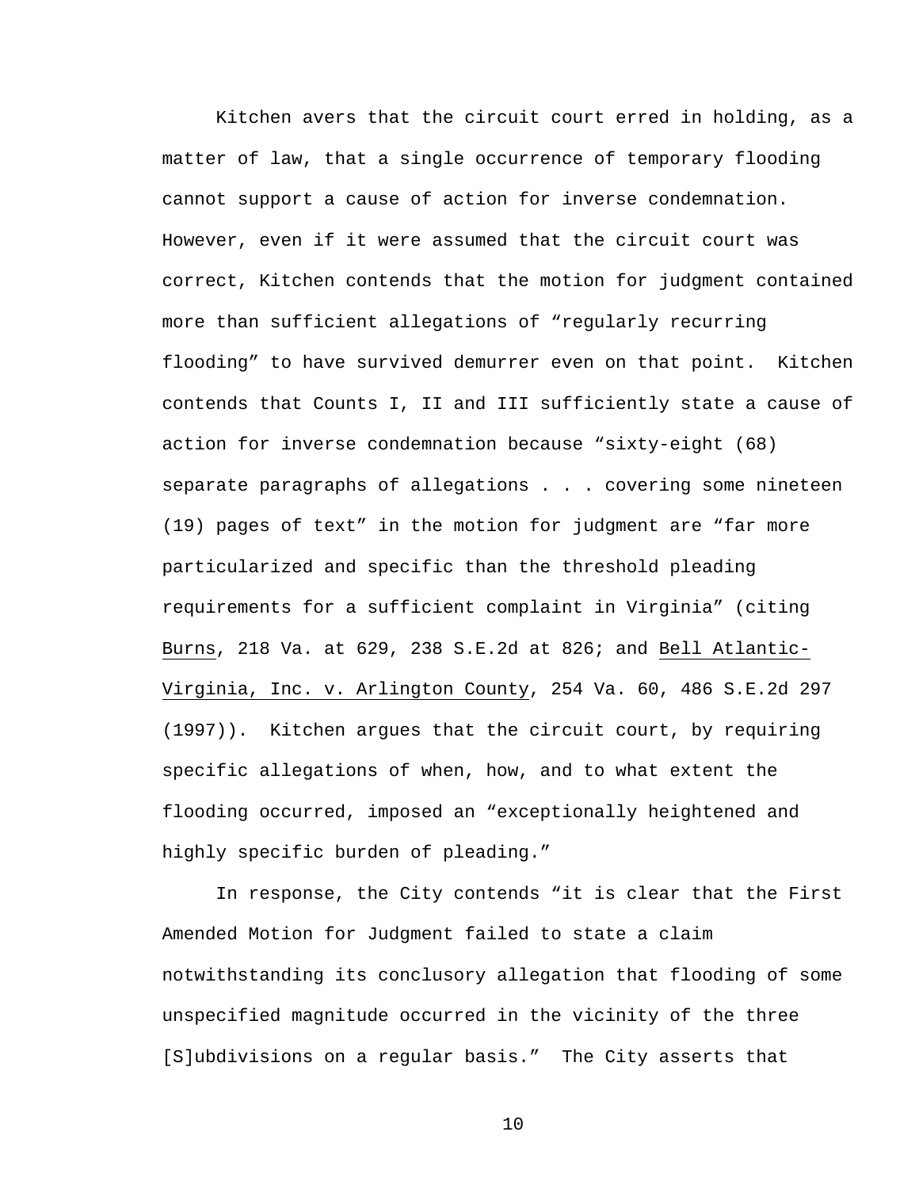Kitchen avers that the circuit court erred in holding, as a matter of law, that a single occurrence of temporary flooding cannot support a cause of action for inverse condemnation. However, even if it were assumed that the circuit court was correct, Kitchen contends that the motion for judgment contained more than sufficient allegations of "regularly recurring flooding" to have survived demurrer even on that point. Kitchen contends that Counts I, II and III sufficiently state a cause of action for inverse condemnation because "sixty-eight (68) separate paragraphs of allegations . . . covering some nineteen (19) pages of text" in the motion for judgment are "far more particularized and specific than the threshold pleading requirements for a sufficient complaint in Virginia" (citing Burns, 218 Va. at 629, 238 S.E.2d at 826; and Bell Atlantic-Virginia, Inc. v. Arlington County, 254 Va. 60, 486 S.E.2d 297 (1997)). Kitchen argues that the circuit court, by requiring specific allegations of when, how, and to what extent the flooding occurred, imposed an "exceptionally heightened and highly specific burden of pleading."

In response, the City contends "it is clear that the First Amended Motion for Judgment failed to state a claim notwithstanding its conclusory allegation that flooding of some unspecified magnitude occurred in the vicinity of the three [S]ubdivisions on a regular basis." The City asserts that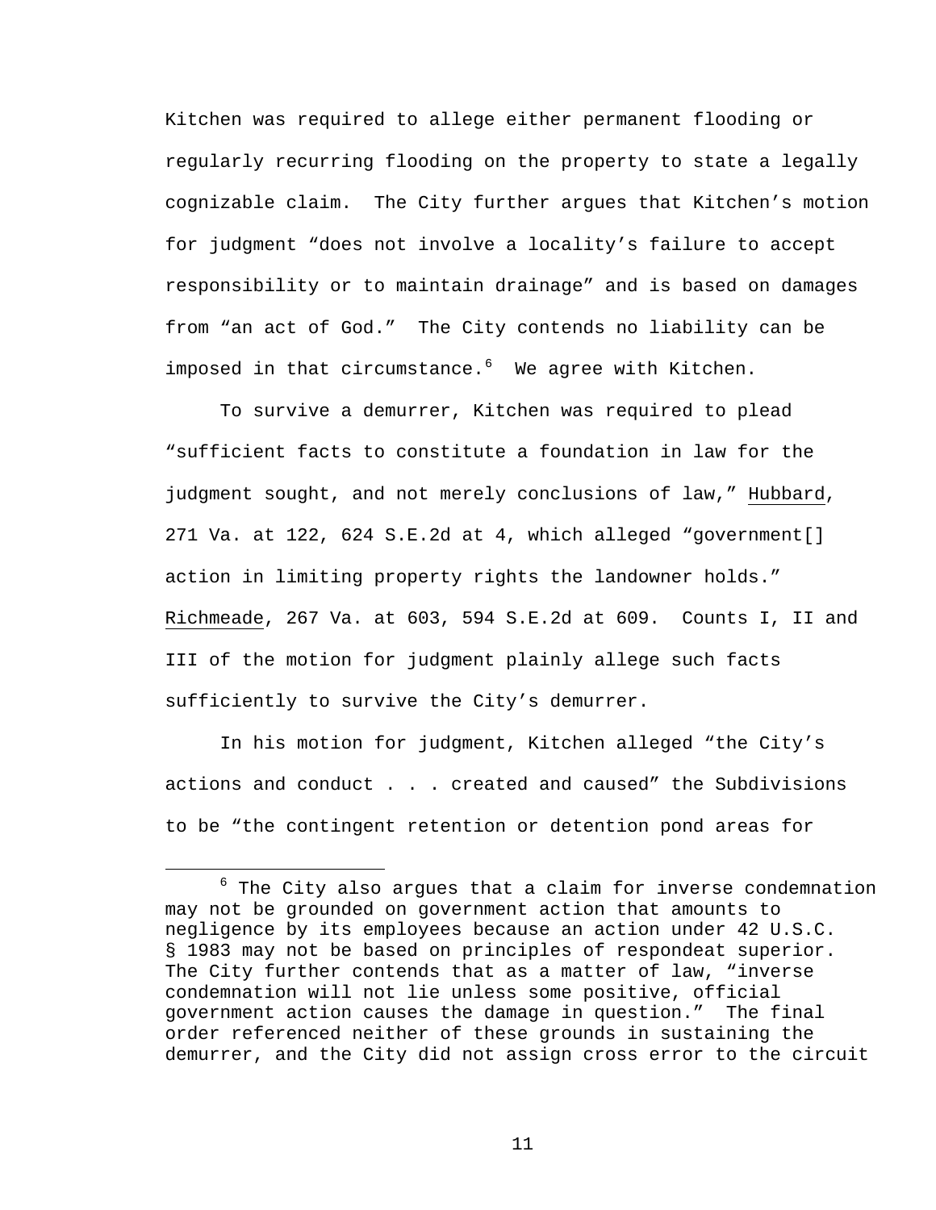Kitchen was required to allege either permanent flooding or regularly recurring flooding on the property to state a legally cognizable claim. The City further argues that Kitchen's motion for judgment "does not involve a locality's failure to accept responsibility or to maintain drainage" and is based on damages from "an act of God." The City contends no liability can be imposed in that circumstance.[6] We agree with Kitchen.

To survive a demurrer, Kitchen was required to plead "sufficient facts to constitute a foundation in law for the judgment sought, and not merely conclusions of law," Hubbard, 271 Va. at 122, 624 S.E.2d at 4, which alleged "government[] action in limiting property rights the landowner holds." Richmeade, 267 Va. at 603, 594 S.E.2d at 609. Counts I, II and III of the motion for judgment plainly allege such facts sufficiently to survive the City's demurrer.

In his motion for judgment, Kitchen alleged "the City's actions and conduct . . . created and caused" the Subdivisions to be "the contingent retention or detention pond areas for

[6] The City also argues that a claim for inverse condemnation may not be grounded on government action that amounts to negligence by its employees because an action under 42 U.S.C. § 1983 may not be based on principles of respondeat superior. The City further contends that as a matter of law, "inverse condemnation will not lie unless some positive, official government action causes the damage in question." The final order referenced neither of these grounds in sustaining the demurrer, and the City did not assign cross error to the circuit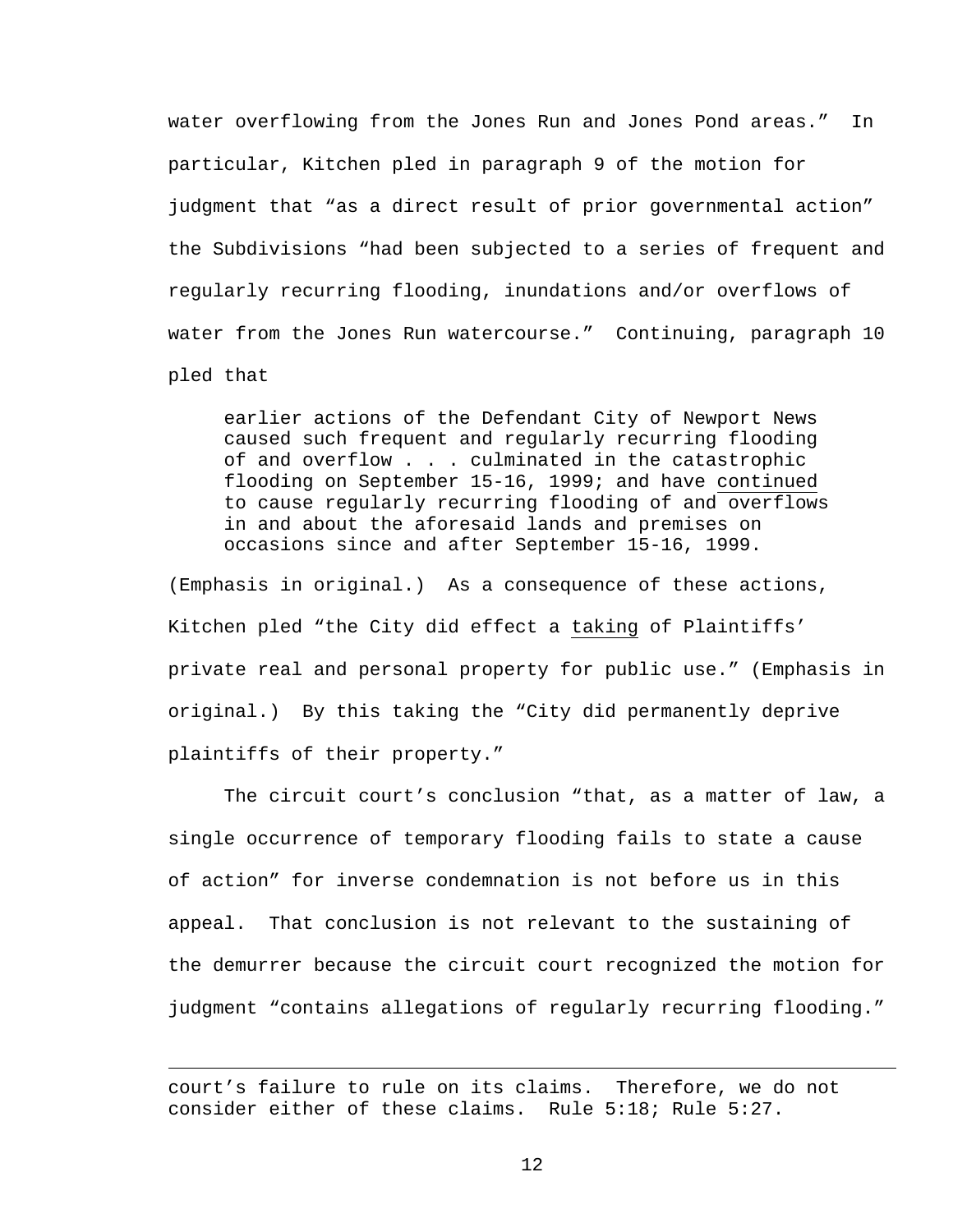water overflowing from the Jones Run and Jones Pond areas." In particular, Kitchen pled in paragraph 9 of the motion for judgment that "as a direct result of prior governmental action" the Subdivisions "had been subjected to a series of frequent and regularly recurring flooding, inundations and/or overflows of water from the Jones Run watercourse." Continuing, paragraph 10 pled that

> earlier actions of the Defendant City of Newport News caused such frequent and regularly recurring flooding of and overflow . . . culminated in the catastrophic flooding on September 15-16, 1999; and have <u>continued</u> to cause regularly recurring flooding of and overflows in and about the aforesaid lands and premises on occasions since and after September 15-16, 1999.

(Emphasis in original.) As a consequence of these actions, Kitchen pled "the City did effect a <u>taking</u> of Plaintiffs' private real and personal property for public use." (Emphasis in original.) By this taking the "City did permanently deprive plaintiffs of their property."

The circuit court's conclusion "that, as a matter of law, a single occurrence of temporary flooding fails to state a cause of action" for inverse condemnation is not before us in this appeal. That conclusion is not relevant to the sustaining of the demurrer because the circuit court recognized the motion for judgment "contains allegations of regularly recurring flooding."

---

court's failure to rule on its claims. Therefore, we do not consider either of these claims. Rule 5:18; Rule 5:27.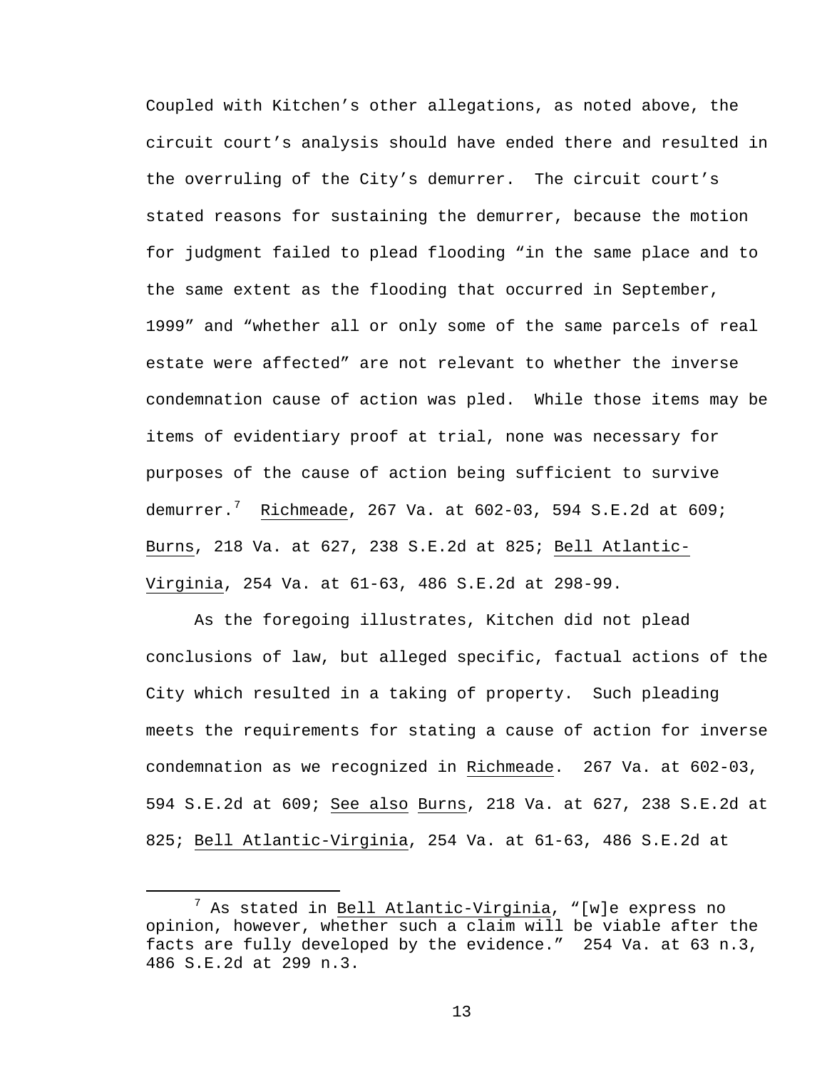Coupled with Kitchen's other allegations, as noted above, the circuit court's analysis should have ended there and resulted in the overruling of the City's demurrer. The circuit court's stated reasons for sustaining the demurrer, because the motion for judgment failed to plead flooding "in the same place and to the same extent as the flooding that occurred in September, 1999" and "whether all or only some of the same parcels of real estate were affected" are not relevant to whether the inverse condemnation cause of action was pled. While those items may be items of evidentiary proof at trial, none was necessary for purposes of the cause of action being sufficient to survive demurrer.[7] Richmeade, 267 Va. at 602-03, 594 S.E.2d at 609; Burns, 218 Va. at 627, 238 S.E.2d at 825; Bell Atlantic-Virginia, 254 Va. at 61-63, 486 S.E.2d at 298-99.

As the foregoing illustrates, Kitchen did not plead conclusions of law, but alleged specific, factual actions of the City which resulted in a taking of property. Such pleading meets the requirements for stating a cause of action for inverse condemnation as we recognized in Richmeade. 267 Va. at 602-03, 594 S.E.2d at 609; See also Burns, 218 Va. at 627, 238 S.E.2d at 825; Bell Atlantic-Virginia, 254 Va. at 61-63, 486 S.E.2d at

[7] As stated in Bell Atlantic-Virginia, "[w]e express no opinion, however, whether such a claim will be viable after the facts are fully developed by the evidence." 254 Va. at 63 n.3, 486 S.E.2d at 299 n.3.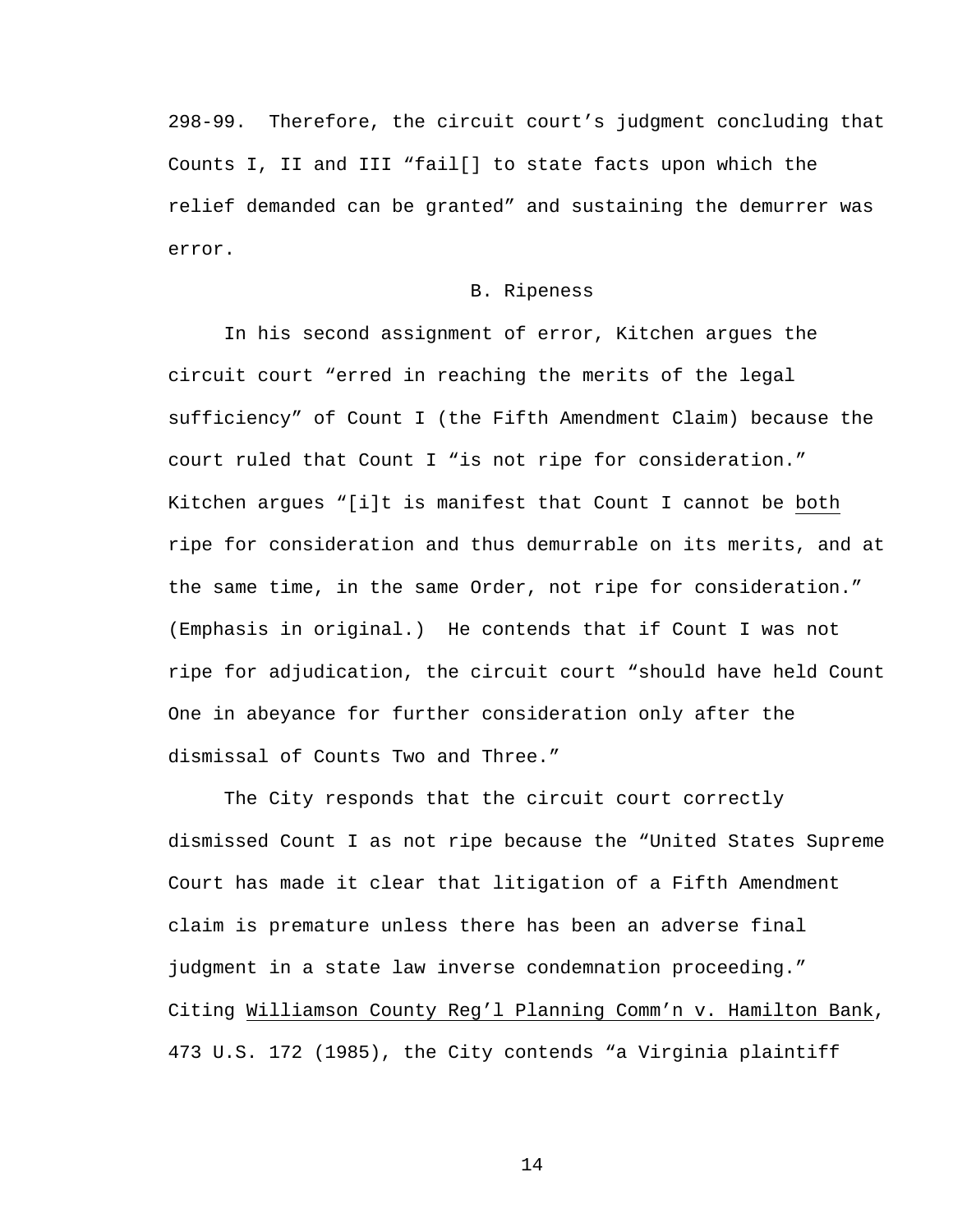298-99. Therefore, the circuit court's judgment concluding that Counts I, II and III "fail[] to state facts upon which the relief demanded can be granted" and sustaining the demurrer was error.

### B. Ripeness

In his second assignment of error, Kitchen argues the circuit court "erred in reaching the merits of the legal sufficiency" of Count I (the Fifth Amendment Claim) because the court ruled that Count I "is not ripe for consideration." Kitchen argues "[i]t is manifest that Count I cannot be <u>both</u> ripe for consideration and thus demurrable on its merits, and at the same time, in the same Order, not ripe for consideration." (Emphasis in original.) He contends that if Count I was not ripe for adjudication, the circuit court "should have held Count One in abeyance for further consideration only after the dismissal of Counts Two and Three."

The City responds that the circuit court correctly dismissed Count I as not ripe because the "United States Supreme Court has made it clear that litigation of a Fifth Amendment claim is premature unless there has been an adverse final judgment in a state law inverse condemnation proceeding." Citing <u>Williamson County Reg'l Planning Comm'n v. Hamilton Bank</u>, 473 U.S. 172 (1985), the City contends "a Virginia plaintiff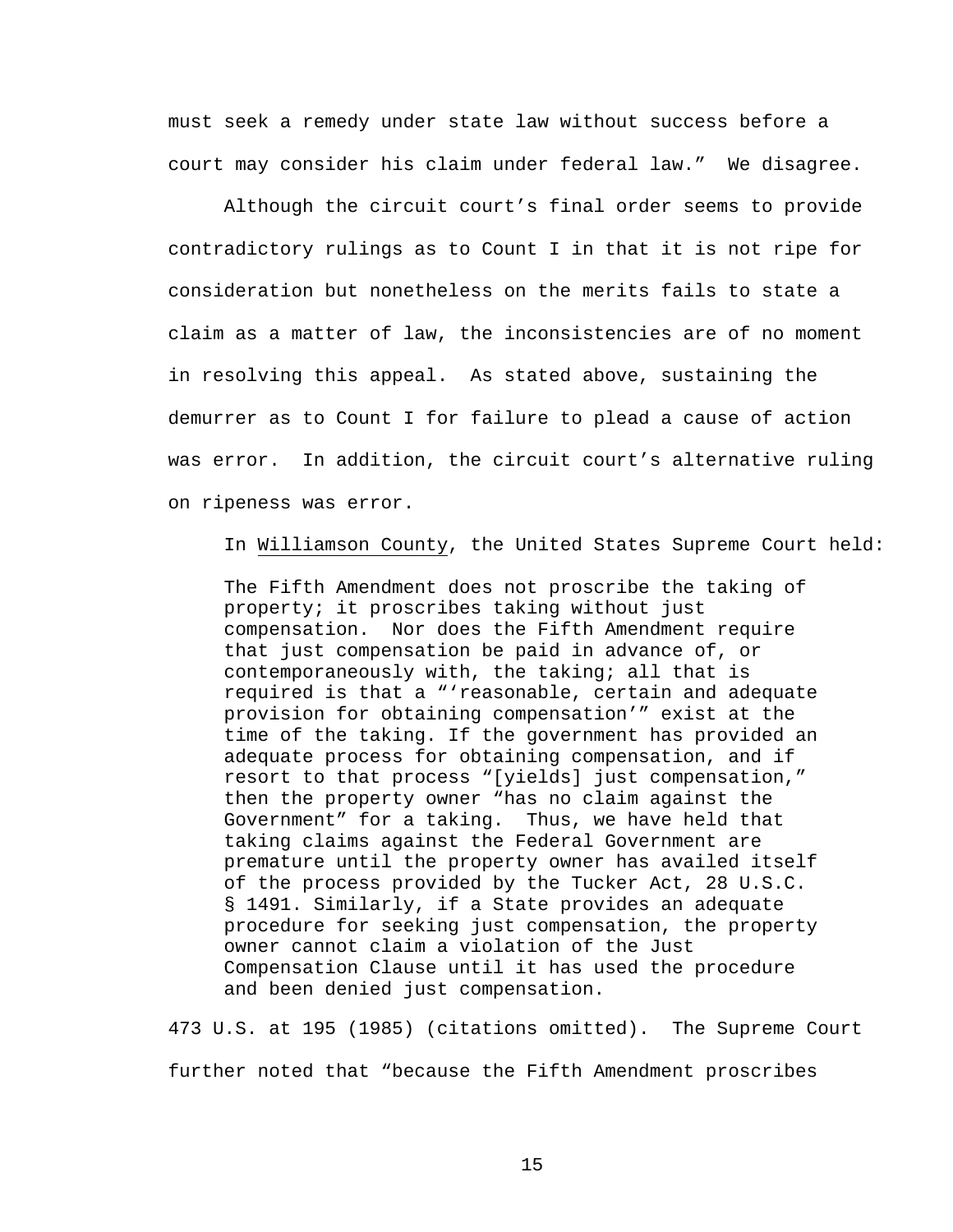must seek a remedy under state law without success before a court may consider his claim under federal law." We disagree.

Although the circuit court's final order seems to provide contradictory rulings as to Count I in that it is not ripe for consideration but nonetheless on the merits fails to state a claim as a matter of law, the inconsistencies are of no moment in resolving this appeal. As stated above, sustaining the demurrer as to Count I for failure to plead a cause of action was error. In addition, the circuit court's alternative ruling on ripeness was error.

In Williamson County, the United States Supreme Court held:

> The Fifth Amendment does not proscribe the taking of property; it proscribes taking without just compensation. Nor does the Fifth Amendment require that just compensation be paid in advance of, or contemporaneously with, the taking; all that is required is that a "'reasonable, certain and adequate provision for obtaining compensation'" exist at the time of the taking. If the government has provided an adequate process for obtaining compensation, and if resort to that process "[yields] just compensation," then the property owner "has no claim against the Government" for a taking. Thus, we have held that taking claims against the Federal Government are premature until the property owner has availed itself of the process provided by the Tucker Act, 28 U.S.C. § 1491. Similarly, if a State provides an adequate procedure for seeking just compensation, the property owner cannot claim a violation of the Just Compensation Clause until it has used the procedure and been denied just compensation.

473 U.S. at 195 (1985) (citations omitted). The Supreme Court further noted that "because the Fifth Amendment proscribes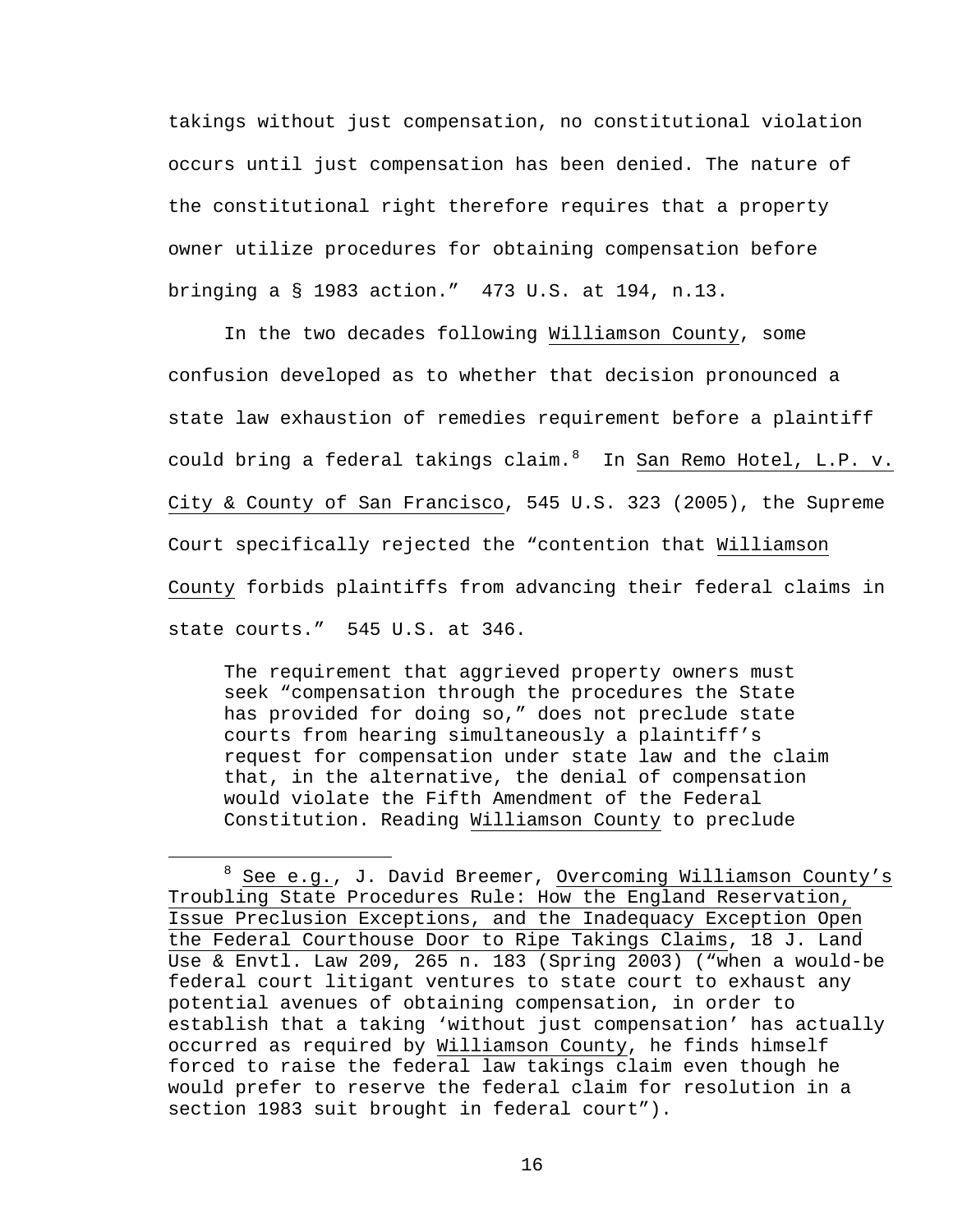takings without just compensation, no constitutional violation occurs until just compensation has been denied. The nature of the constitutional right therefore requires that a property owner utilize procedures for obtaining compensation before bringing a § 1983 action." 473 U.S. at 194, n.13.

In the two decades following Williamson County, some confusion developed as to whether that decision pronounced a state law exhaustion of remedies requirement before a plaintiff could bring a federal takings claim.[8] In San Remo Hotel, L.P. v. City & County of San Francisco, 545 U.S. 323 (2005), the Supreme Court specifically rejected the "contention that Williamson County forbids plaintiffs from advancing their federal claims in state courts." 545 U.S. at 346.

> The requirement that aggrieved property owners must seek "compensation through the procedures the State has provided for doing so," does not preclude state courts from hearing simultaneously a plaintiff's request for compensation under state law and the claim that, in the alternative, the denial of compensation would violate the Fifth Amendment of the Federal Constitution. Reading Williamson County to preclude

[8] See e.g., J. David Breemer, Overcoming Williamson County's Troubling State Procedures Rule: How the England Reservation, Issue Preclusion Exceptions, and the Inadequacy Exception Open the Federal Courthouse Door to Ripe Takings Claims, 18 J. Land Use & Envtl. Law 209, 265 n. 183 (Spring 2003) ("when a would-be federal court litigant ventures to state court to exhaust any potential avenues of obtaining compensation, in order to establish that a taking 'without just compensation' has actually occurred as required by Williamson County, he finds himself forced to raise the federal law takings claim even though he would prefer to reserve the federal claim for resolution in a section 1983 suit brought in federal court").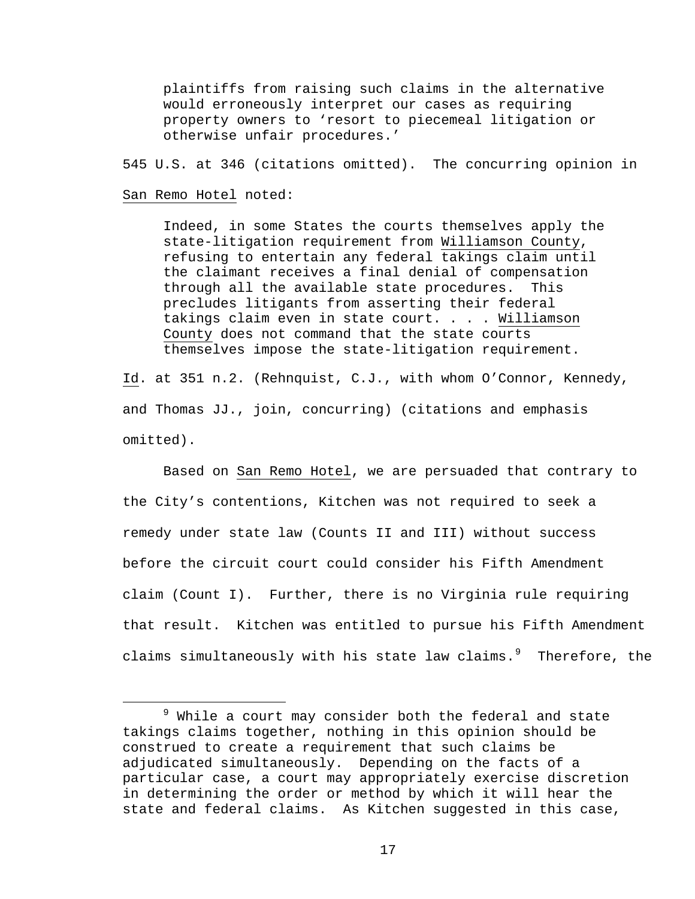> plaintiffs from raising such claims in the alternative would erroneously interpret our cases as requiring property owners to 'resort to piecemeal litigation or otherwise unfair procedures.'

545 U.S. at 346 (citations omitted). The concurring opinion in San Remo Hotel noted:

> Indeed, in some States the courts themselves apply the state-litigation requirement from Williamson County, refusing to entertain any federal takings claim until the claimant receives a final denial of compensation through all the available state procedures. This precludes litigants from asserting their federal takings claim even in state court. . . . Williamson County does not command that the state courts themselves impose the state-litigation requirement.

Id. at 351 n.2. (Rehnquist, C.J., with whom O'Connor, Kennedy, and Thomas JJ., join, concurring) (citations and emphasis omitted).

Based on San Remo Hotel, we are persuaded that contrary to the City's contentions, Kitchen was not required to seek a remedy under state law (Counts II and III) without success before the circuit court could consider his Fifth Amendment claim (Count I). Further, there is no Virginia rule requiring that result. Kitchen was entitled to pursue his Fifth Amendment claims simultaneously with his state law claims.[9] Therefore, the

[9] While a court may consider both the federal and state takings claims together, nothing in this opinion should be construed to create a requirement that such claims be adjudicated simultaneously. Depending on the facts of a particular case, a court may appropriately exercise discretion in determining the order or method by which it will hear the state and federal claims. As Kitchen suggested in this case,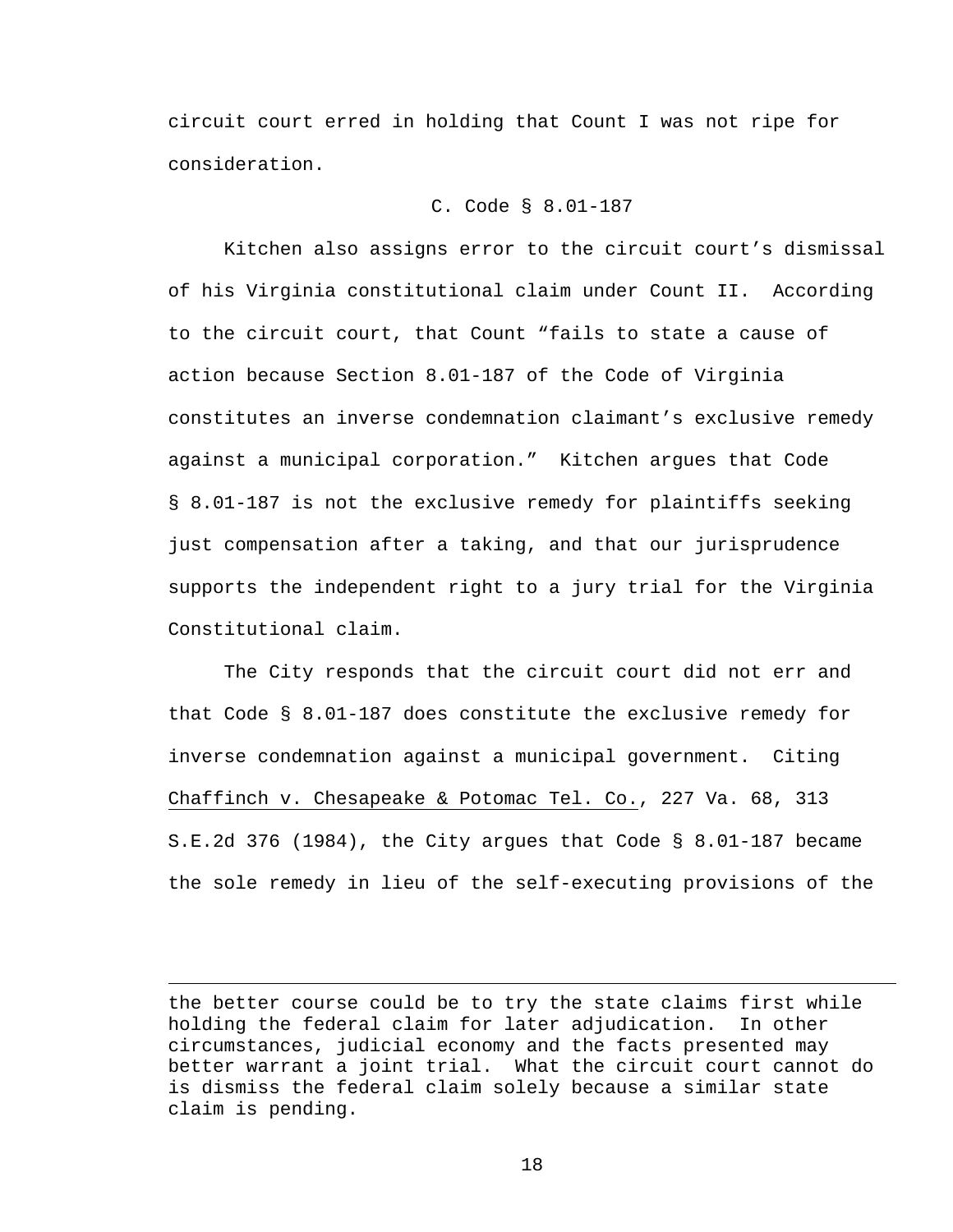circuit court erred in holding that Count I was not ripe for consideration.

### C. Code § 8.01-187

Kitchen also assigns error to the circuit court's dismissal of his Virginia constitutional claim under Count II. According to the circuit court, that Count "fails to state a cause of action because Section 8.01-187 of the Code of Virginia constitutes an inverse condemnation claimant's exclusive remedy against a municipal corporation." Kitchen argues that Code § 8.01-187 is not the exclusive remedy for plaintiffs seeking just compensation after a taking, and that our jurisprudence supports the independent right to a jury trial for the Virginia Constitutional claim.

The City responds that the circuit court did not err and that Code § 8.01-187 does constitute the exclusive remedy for inverse condemnation against a municipal government. Citing Chaffinch v. Chesapeake & Potomac Tel. Co., 227 Va. 68, 313 S.E.2d 376 (1984), the City argues that Code § 8.01-187 became the sole remedy in lieu of the self-executing provisions of the

---

the better course could be to try the state claims first while holding the federal claim for later adjudication. In other circumstances, judicial economy and the facts presented may better warrant a joint trial. What the circuit court cannot do is dismiss the federal claim solely because a similar state claim is pending.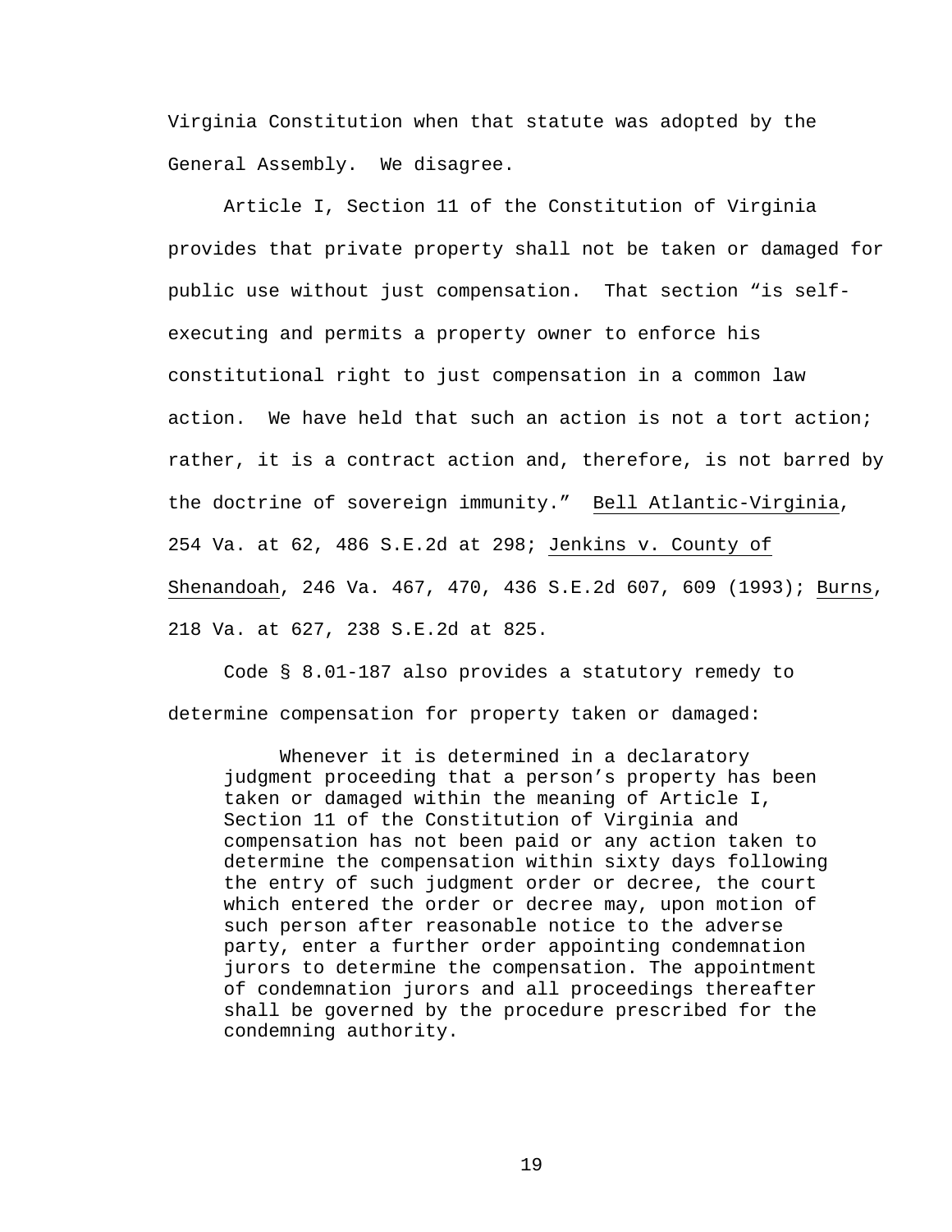Virginia Constitution when that statute was adopted by the General Assembly. We disagree.

Article I, Section 11 of the Constitution of Virginia provides that private property shall not be taken or damaged for public use without just compensation. That section "is self-executing and permits a property owner to enforce his constitutional right to just compensation in a common law action. We have held that such an action is not a tort action; rather, it is a contract action and, therefore, is not barred by the doctrine of sovereign immunity." Bell Atlantic-Virginia, 254 Va. at 62, 486 S.E.2d at 298; Jenkins v. County of Shenandoah, 246 Va. 467, 470, 436 S.E.2d 607, 609 (1993); Burns, 218 Va. at 627, 238 S.E.2d at 825.

Code § 8.01-187 also provides a statutory remedy to determine compensation for property taken or damaged:

> Whenever it is determined in a declaratory judgment proceeding that a person's property has been taken or damaged within the meaning of Article I, Section 11 of the Constitution of Virginia and compensation has not been paid or any action taken to determine the compensation within sixty days following the entry of such judgment order or decree, the court which entered the order or decree may, upon motion of such person after reasonable notice to the adverse party, enter a further order appointing condemnation jurors to determine the compensation. The appointment of condemnation jurors and all proceedings thereafter shall be governed by the procedure prescribed for the condemning authority.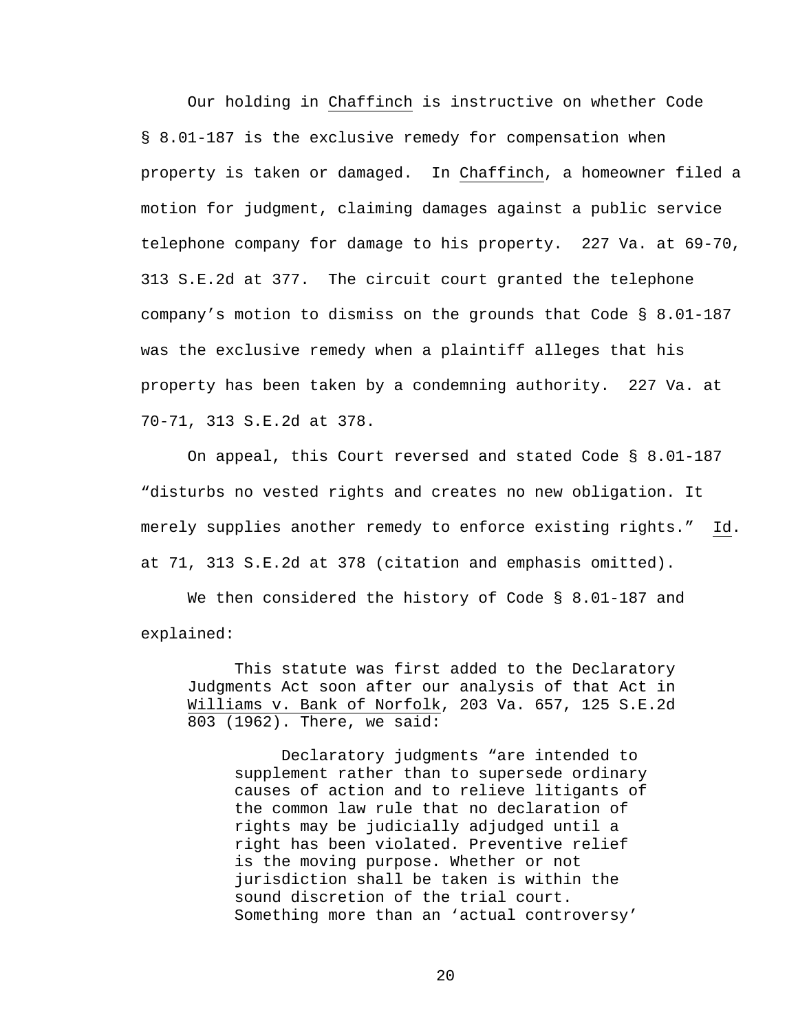Our holding in Chaffinch is instructive on whether Code § 8.01-187 is the exclusive remedy for compensation when property is taken or damaged. In Chaffinch, a homeowner filed a motion for judgment, claiming damages against a public service telephone company for damage to his property. 227 Va. at 69-70, 313 S.E.2d at 377. The circuit court granted the telephone company's motion to dismiss on the grounds that Code § 8.01-187 was the exclusive remedy when a plaintiff alleges that his property has been taken by a condemning authority. 227 Va. at 70-71, 313 S.E.2d at 378.

On appeal, this Court reversed and stated Code § 8.01-187 "disturbs no vested rights and creates no new obligation. It merely supplies another remedy to enforce existing rights." Id. at 71, 313 S.E.2d at 378 (citation and emphasis omitted).

We then considered the history of Code § 8.01-187 and explained:

> This statute was first added to the Declaratory Judgments Act soon after our analysis of that Act in Williams v. Bank of Norfolk, 203 Va. 657, 125 S.E.2d 803 (1962). There, we said:
>
> > Declaratory judgments "are intended to supplement rather than to supersede ordinary causes of action and to relieve litigants of the common law rule that no declaration of rights may be judicially adjudged until a right has been violated. Preventive relief is the moving purpose. Whether or not jurisdiction shall be taken is within the sound discretion of the trial court. Something more than an 'actual controversy'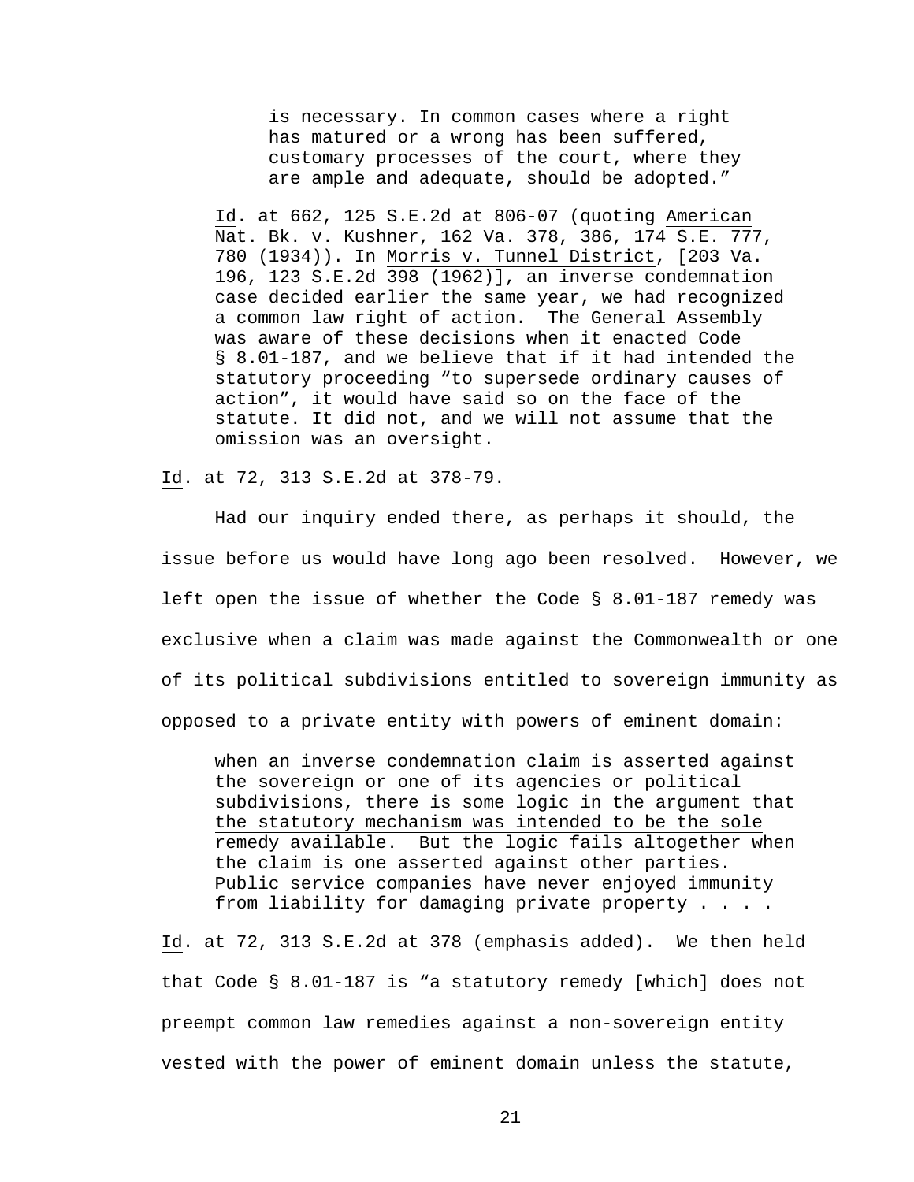> > is necessary. In common cases where a right has matured or a wrong has been suffered, customary processes of the court, where they are ample and adequate, should be adopted."
>
> Id. at 662, 125 S.E.2d at 806-07 (quoting American Nat. Bk. v. Kushner, 162 Va. 378, 386, 174 S.E. 777, 780 (1934)). In Morris v. Tunnel District, [203 Va. 196, 123 S.E.2d 398 (1962)], an inverse condemnation case decided earlier the same year, we had recognized a common law right of action. The General Assembly was aware of these decisions when it enacted Code § 8.01-187, and we believe that if it had intended the statutory proceeding "to supersede ordinary causes of action", it would have said so on the face of the statute. It did not, and we will not assume that the omission was an oversight.

Id. at 72, 313 S.E.2d at 378-79.

Had our inquiry ended there, as perhaps it should, the issue before us would have long ago been resolved. However, we left open the issue of whether the Code § 8.01-187 remedy was exclusive when a claim was made against the Commonwealth or one of its political subdivisions entitled to sovereign immunity as opposed to a private entity with powers of eminent domain:

> when an inverse condemnation claim is asserted against the sovereign or one of its agencies or political subdivisions, there is some logic in the argument that the statutory mechanism was intended to be the sole remedy available. But the logic fails altogether when the claim is one asserted against other parties. Public service companies have never enjoyed immunity from liability for damaging private property . . . .

Id. at 72, 313 S.E.2d at 378 (emphasis added). We then held that Code § 8.01-187 is "a statutory remedy [which] does not preempt common law remedies against a non-sovereign entity vested with the power of eminent domain unless the statute,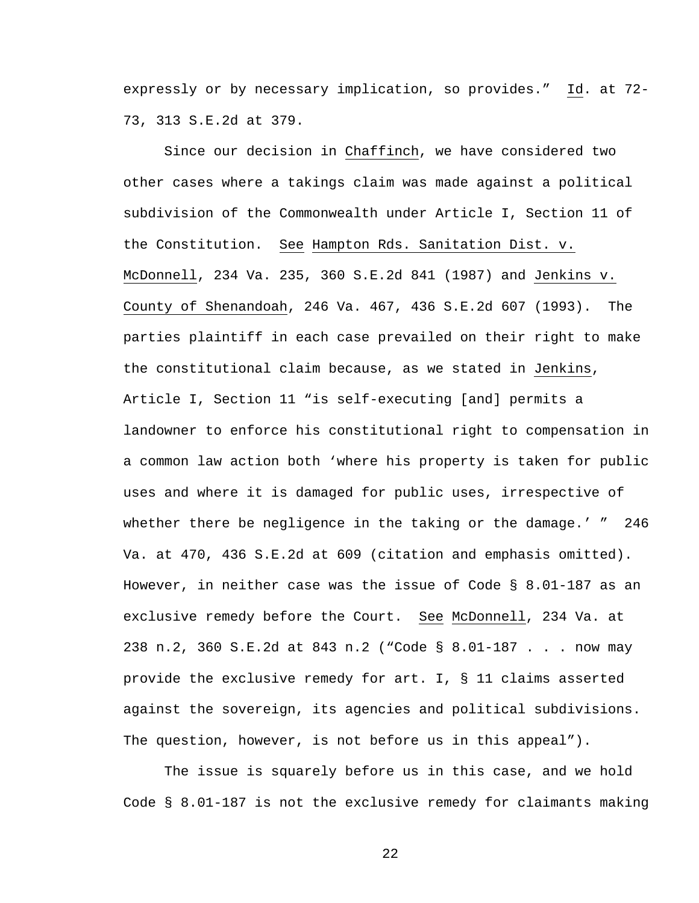expressly or by necessary implication, so provides." Id. at 72-73, 313 S.E.2d at 379.

Since our decision in Chaffinch, we have considered two other cases where a takings claim was made against a political subdivision of the Commonwealth under Article I, Section 11 of the Constitution. See Hampton Rds. Sanitation Dist. v. McDonnell, 234 Va. 235, 360 S.E.2d 841 (1987) and Jenkins v. County of Shenandoah, 246 Va. 467, 436 S.E.2d 607 (1993). The parties plaintiff in each case prevailed on their right to make the constitutional claim because, as we stated in Jenkins, Article I, Section 11 "is self-executing [and] permits a landowner to enforce his constitutional right to compensation in a common law action both 'where his property is taken for public uses and where it is damaged for public uses, irrespective of whether there be negligence in the taking or the damage.' " 246 Va. at 470, 436 S.E.2d at 609 (citation and emphasis omitted). However, in neither case was the issue of Code § 8.01-187 as an exclusive remedy before the Court. See McDonnell, 234 Va. at 238 n.2, 360 S.E.2d at 843 n.2 ("Code § 8.01-187 . . . now may provide the exclusive remedy for art. I, § 11 claims asserted against the sovereign, its agencies and political subdivisions. The question, however, is not before us in this appeal").

The issue is squarely before us in this case, and we hold Code § 8.01-187 is not the exclusive remedy for claimants making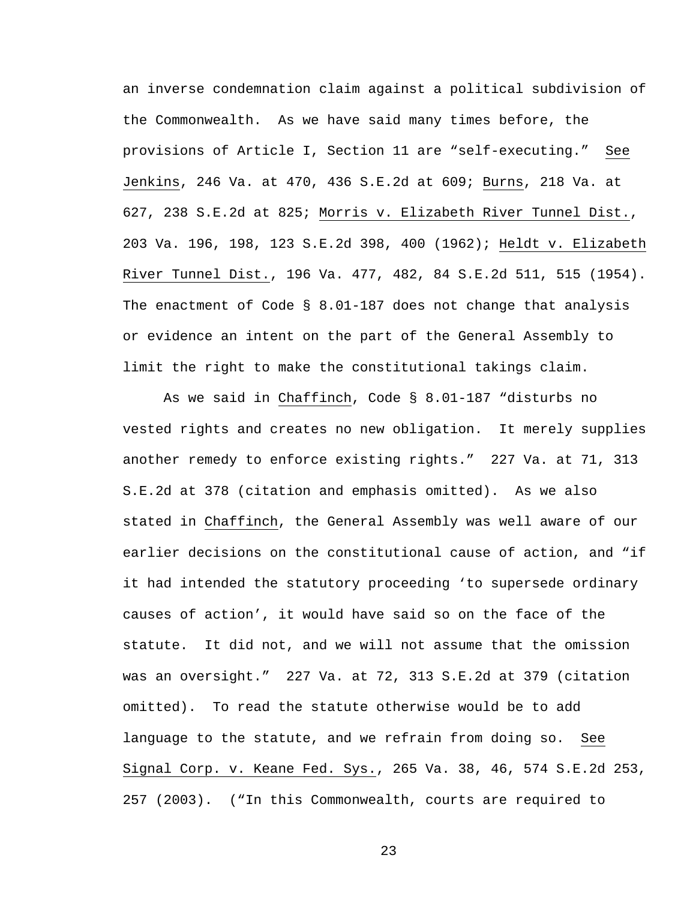an inverse condemnation claim against a political subdivision of the Commonwealth. As we have said many times before, the provisions of Article I, Section 11 are "self-executing." See Jenkins, 246 Va. at 470, 436 S.E.2d at 609; Burns, 218 Va. at 627, 238 S.E.2d at 825; Morris v. Elizabeth River Tunnel Dist., 203 Va. 196, 198, 123 S.E.2d 398, 400 (1962); Heldt v. Elizabeth River Tunnel Dist., 196 Va. 477, 482, 84 S.E.2d 511, 515 (1954). The enactment of Code § 8.01-187 does not change that analysis or evidence an intent on the part of the General Assembly to limit the right to make the constitutional takings claim.

As we said in Chaffinch, Code § 8.01-187 "disturbs no vested rights and creates no new obligation. It merely supplies another remedy to enforce existing rights." 227 Va. at 71, 313 S.E.2d at 378 (citation and emphasis omitted). As we also stated in Chaffinch, the General Assembly was well aware of our earlier decisions on the constitutional cause of action, and "if it had intended the statutory proceeding 'to supersede ordinary causes of action', it would have said so on the face of the statute. It did not, and we will not assume that the omission was an oversight." 227 Va. at 72, 313 S.E.2d at 379 (citation omitted). To read the statute otherwise would be to add language to the statute, and we refrain from doing so. See Signal Corp. v. Keane Fed. Sys., 265 Va. 38, 46, 574 S.E.2d 253, 257 (2003). ("In this Commonwealth, courts are required to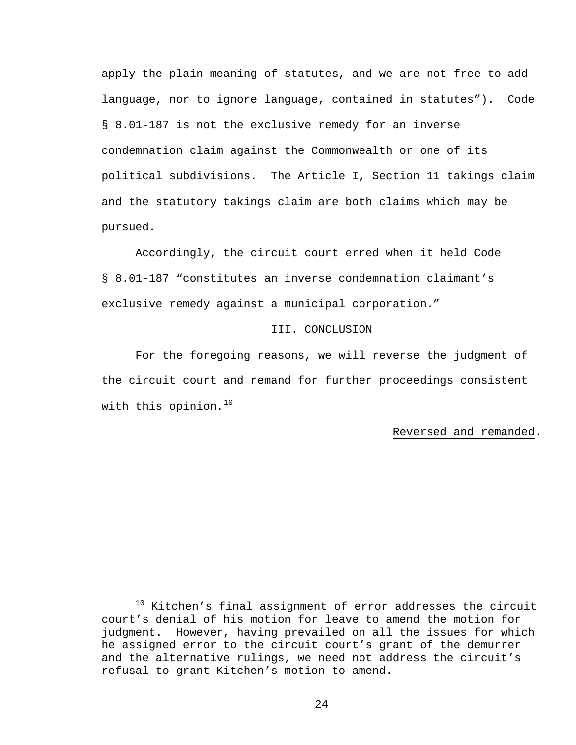apply the plain meaning of statutes, and we are not free to add language, nor to ignore language, contained in statutes"). Code § 8.01-187 is not the exclusive remedy for an inverse condemnation claim against the Commonwealth or one of its political subdivisions. The Article I, Section 11 takings claim and the statutory takings claim are both claims which may be pursued.

Accordingly, the circuit court erred when it held Code § 8.01-187 "constitutes an inverse condemnation claimant's exclusive remedy against a municipal corporation."

## III. CONCLUSION

For the foregoing reasons, we will reverse the judgment of the circuit court and remand for further proceedings consistent with this opinion.[10]

Reversed and remanded.

---

[10] Kitchen's final assignment of error addresses the circuit court's denial of his motion for leave to amend the motion for judgment. However, having prevailed on all the issues for which he assigned error to the circuit court's grant of the demurrer and the alternative rulings, we need not address the circuit's refusal to grant Kitchen's motion to amend.